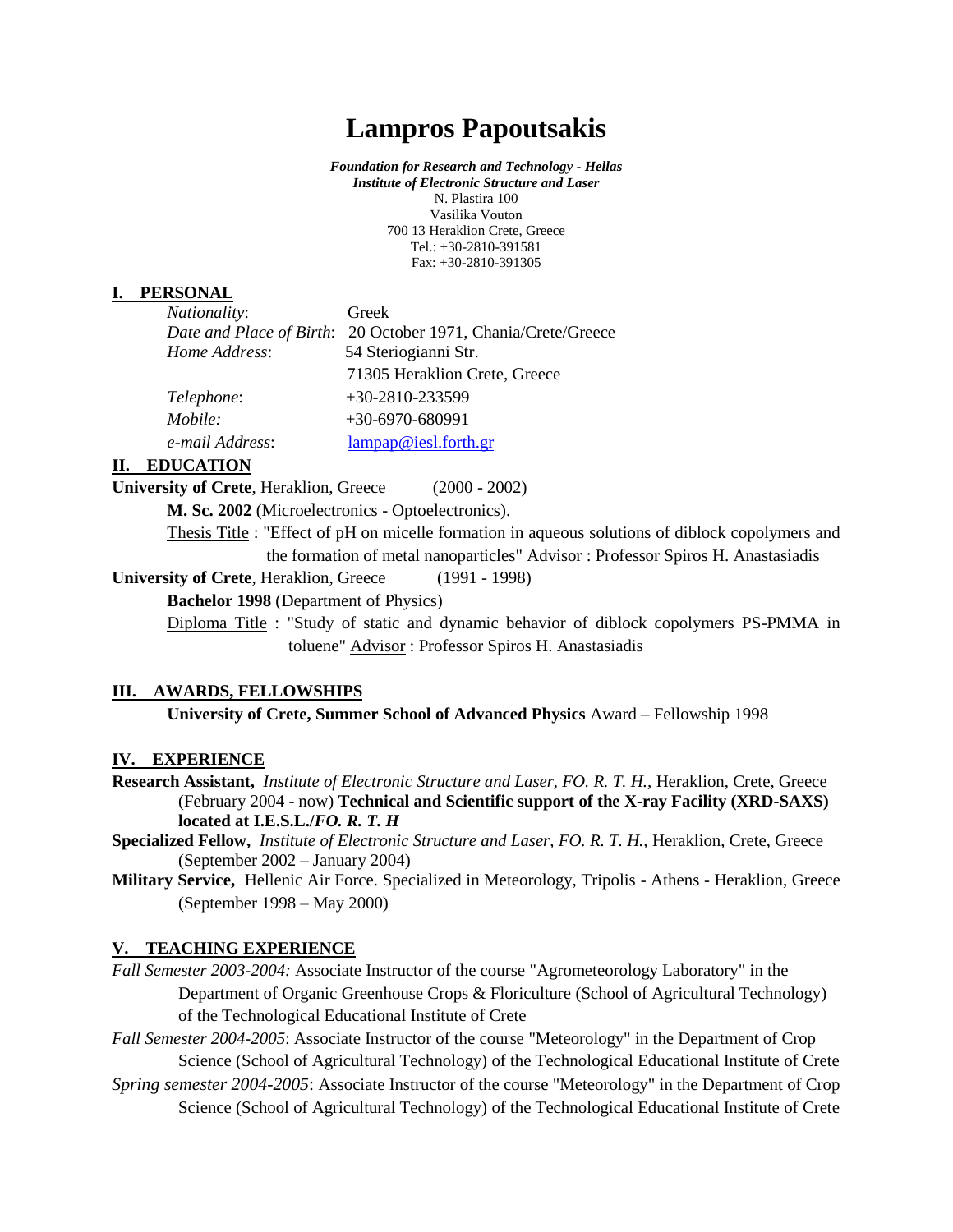# Lampros Papoutsakis

***Foundation for Research and Technology - Hellas***
***Institute of Electronic Structure and Laser***
N. Plastira 100
Vasilika Vouton
700 13 Heraklion Crete, Greece
Tel.: +30-2810-391581
Fax: +30-2810-391305

## I. PERSONAL

| | |
|---|---|
| *Nationality*: | Greek |
| *Date and Place of Birth*: | 20 October 1971, Chania/Crete/Greece |
| *Home Address*: | 54 Steriogianni Str. |
| | 71305 Heraklion Crete, Greece |
| *Telephone*: | +30-2810-233599 |
| *Mobile:* | +30-6970-680991 |
| *e-mail Address*: | lampap@iesl.forth.gr |

## II. EDUCATION

**University of Crete**, Heraklion, Greece (2000 - 2002)

**M. Sc. 2002** (Microelectronics - Optoelectronics).

Thesis Title : "Effect of pH on micelle formation in aqueous solutions of diblock copolymers and the formation of metal nanoparticles" Advisor : Professor Spiros H. Anastasiadis

**University of Crete**, Heraklion, Greece (1991 - 1998)

**Bachelor 1998** (Department of Physics)

Diploma Title : "Study of static and dynamic behavior of diblock copolymers PS-PMMA in toluene" Advisor : Professor Spiros H. Anastasiadis

## III. AWARDS, FELLOWSHIPS

**University of Crete, Summer School of Advanced Physics** Award – Fellowship 1998

## IV. EXPERIENCE

**Research Assistant,** *Institute of Electronic Structure and Laser, FO. R. T. H.,* Heraklion, Crete, Greece (February 2004 - now) **Technical and Scientific support of the X-ray Facility (XRD-SAXS) located at I.E.S.L./*FO. R. T. H***

**Specialized Fellow,** *Institute of Electronic Structure and Laser, FO. R. T. H.,* Heraklion, Crete, Greece (September 2002 – January 2004)

**Military Service,** Hellenic Air Force. Specialized in Meteorology, Tripolis - Athens - Heraklion, Greece (September 1998 – May 2000)

## V. TEACHING EXPERIENCE

*Fall Semester 2003-2004:* Associate Instructor of the course "Agrometeorology Laboratory" in the Department of Organic Greenhouse Crops & Floriculture (School of Agricultural Technology) of the Technological Educational Institute of Crete

*Fall Semester 2004-2005*: Associate Instructor of the course "Meteorology" in the Department of Crop Science (School of Agricultural Technology) of the Technological Educational Institute of Crete

*Spring semester 2004-2005*: Associate Instructor of the course "Meteorology" in the Department of Crop Science (School of Agricultural Technology) of the Technological Educational Institute of Crete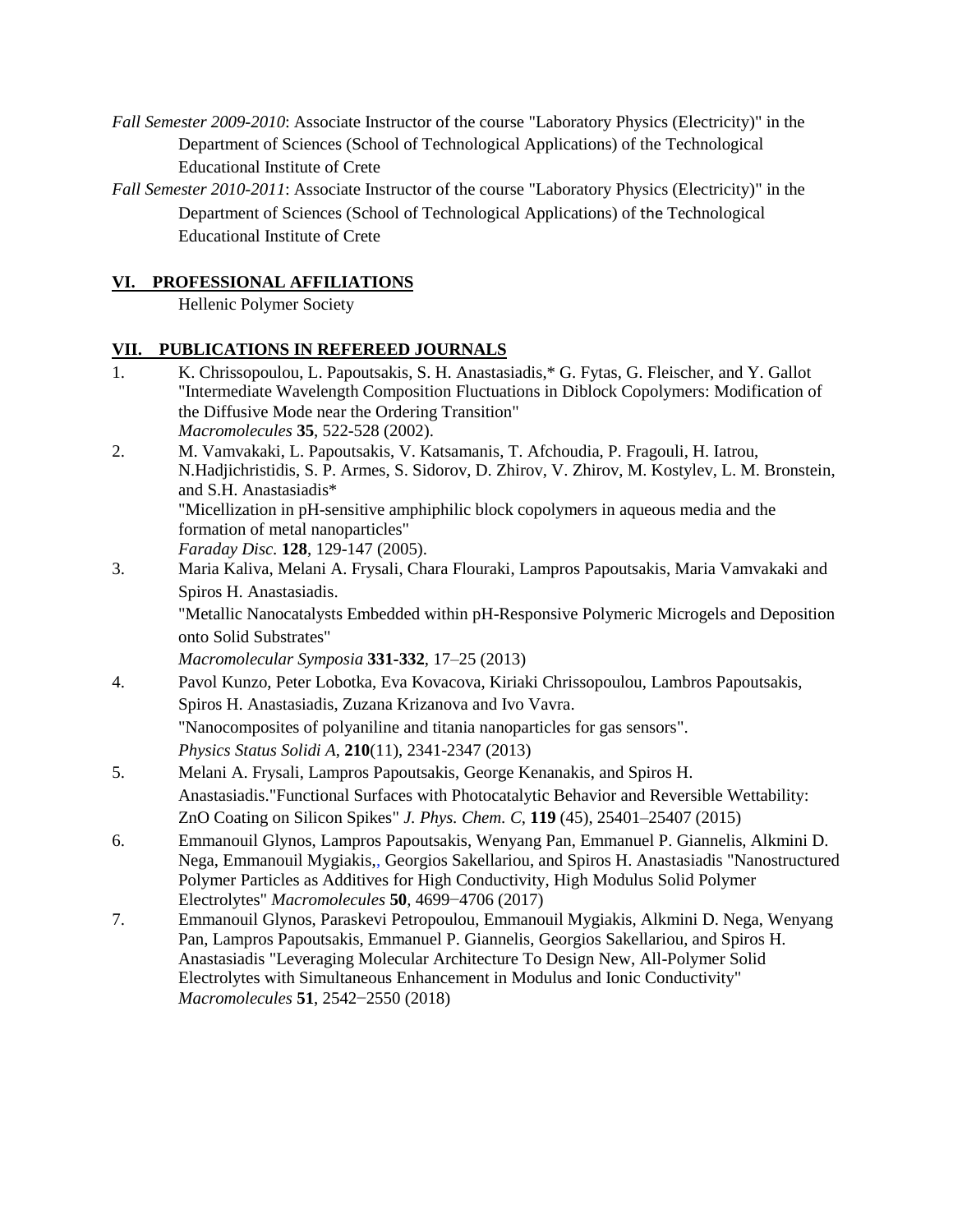*Fall Semester 2009-2010*: Associate Instructor of the course "Laboratory Physics (Electricity)" in the Department of Sciences (School of Technological Applications) of the Technological Educational Institute of Crete

*Fall Semester 2010-2011*: Associate Instructor of the course "Laboratory Physics (Electricity)" in the Department of Sciences (School of Technological Applications) of the Technological Educational Institute of Crete

## VI. PROFESSIONAL AFFILIATIONS

Hellenic Polymer Society

## VII. PUBLICATIONS IN REFEREED JOURNALS

1. K. Chrissopoulou, L. Papoutsakis, S. H. Anastasiadis,* G. Fytas, G. Fleischer, and Y. Gallot "Intermediate Wavelength Composition Fluctuations in Diblock Copolymers: Modification of the Diffusive Mode near the Ordering Transition" *Macromolecules* **35**, 522-528 (2002).
2. M. Vamvakaki, L. Papoutsakis, V. Katsamanis, T. Afchoudia, P. Fragouli, H. Iatrou, N.Hadjichristidis, S. P. Armes, S. Sidorov, D. Zhirov, V. Zhirov, M. Kostylev, L. M. Bronstein, and S.H. Anastasiadis* "Micellization in pH-sensitive amphiphilic block copolymers in aqueous media and the formation of metal nanoparticles" *Faraday Disc.* **128**, 129-147 (2005).
3. Maria Kaliva, Melani A. Frysali, Chara Flouraki, Lampros Papoutsakis, Maria Vamvakaki and Spiros H. Anastasiadis. "Metallic Nanocatalysts Embedded within pH-Responsive Polymeric Microgels and Deposition onto Solid Substrates" *Macromolecular Symposia* **331-332**, 17–25 (2013)
4. Pavol Kunzo, Peter Lobotka, Eva Kovacova, Kiriaki Chrissopoulou, Lambros Papoutsakis, Spiros H. Anastasiadis, Zuzana Krizanova and Ivo Vavra. "Nanocomposites of polyaniline and titania nanoparticles for gas sensors". *Physics Status Solidi A*, **210**(11), 2341-2347 (2013)
5. Melani A. Frysali, Lampros Papoutsakis, George Kenanakis, and Spiros H. Anastasiadis."Functional Surfaces with Photocatalytic Behavior and Reversible Wettability: ZnO Coating on Silicon Spikes" *J. Phys. Chem. C*, **119** (45), 25401–25407 (2015)
6. Emmanouil Glynos, Lampros Papoutsakis, Wenyang Pan, Emmanuel P. Giannelis, Alkmini D. Nega, Emmanouil Mygiakis,, Georgios Sakellariou, and Spiros H. Anastasiadis "Nanostructured Polymer Particles as Additives for High Conductivity, High Modulus Solid Polymer Electrolytes" *Macromolecules* **50**, 4699−4706 (2017)
7. Emmanouil Glynos, Paraskevi Petropoulou, Emmanouil Mygiakis, Alkmini D. Nega, Wenyang Pan, Lampros Papoutsakis, Emmanuel P. Giannelis, Georgios Sakellariou, and Spiros H. Anastasiadis "Leveraging Molecular Architecture To Design New, All-Polymer Solid Electrolytes with Simultaneous Enhancement in Modulus and Ionic Conductivity" *Macromolecules* **51**, 2542−2550 (2018)